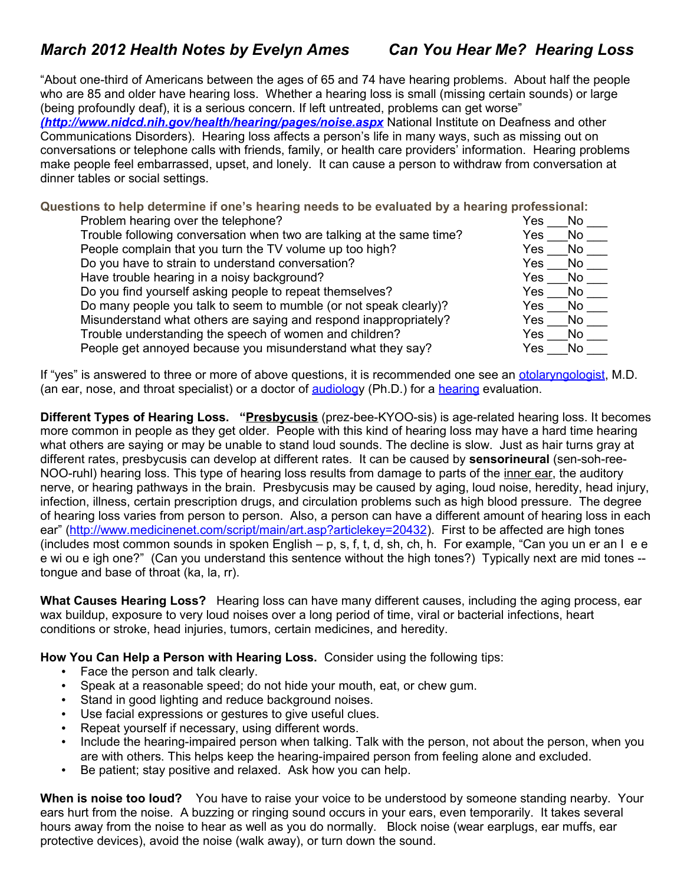# *March 2012 Health Notes by Evelyn Ames — Can You Hear Me? Hearing Loss*

"About one-third of Americans between the ages of 65 and 74 have hearing problems. About half the people who are 85 and older have hearing loss. Whether a hearing loss is small (missing certain sounds) or large (being profoundly deaf), it is a serious concern. If left untreated, problems can get worse" ***(http://www.nidcd.nih.gov/health/hearing/pages/noise.aspx*** National Institute on Deafness and other Communications Disorders). Hearing loss affects a person's life in many ways, such as missing out on conversations or telephone calls with friends, family, or health care providers' information. Hearing problems make people feel embarrassed, upset, and lonely. It can cause a person to withdraw from conversation at dinner tables or social settings.

**Questions to help determine if one's hearing needs to be evaluated by a hearing professional:**

| Question | |
|---|---|
| Problem hearing over the telephone? | Yes ___No ___ |
| Trouble following conversation when two are talking at the same time? | Yes ___No ___ |
| People complain that you turn the TV volume up too high? | Yes ___No ___ |
| Do you have to strain to understand conversation? | Yes ___No ___ |
| Have trouble hearing in a noisy background? | Yes ___No ___ |
| Do you find yourself asking people to repeat themselves? | Yes ___No ___ |
| Do many people you talk to seem to mumble (or not speak clearly)? | Yes ___No ___ |
| Misunderstand what others are saying and respond inappropriately? | Yes ___No ___ |
| Trouble understanding the speech of women and children? | Yes ___No ___ |
| People get annoyed because you misunderstand what they say? | Yes ___No ___ |

If "yes" is answered to three or more of above questions, it is recommended one see an otolaryngologist, M.D. (an ear, nose, and throat specialist) or a doctor of audiology (Ph.D.) for a hearing evaluation.

**Different Types of Hearing Loss.** "**Presbycusis** (prez-bee-KYOO-sis) is age-related hearing loss. It becomes more common in people as they get older. People with this kind of hearing loss may have a hard time hearing what others are saying or may be unable to stand loud sounds. The decline is slow. Just as hair turns gray at different rates, presbycusis can develop at different rates. It can be caused by **sensorineural** (sen-soh-ree-NOO-ruhl) hearing loss. This type of hearing loss results from damage to parts of the inner ear, the auditory nerve, or hearing pathways in the brain. Presbycusis may be caused by aging, loud noise, heredity, head injury, infection, illness, certain prescription drugs, and circulation problems such as high blood pressure. The degree of hearing loss varies from person to person. Also, a person can have a different amount of hearing loss in each ear" (http://www.medicinenet.com/script/main/art.asp?articlekey=20432). First to be affected are high tones (includes most common sounds in spoken English – p, s, f, t, d, sh, ch, h. For example, "Can you un er an I e e e wi ou e igh one?" (Can you understand this sentence without the high tones?) Typically next are mid tones -- tongue and base of throat (ka, la, rr).

**What Causes Hearing Loss?** Hearing loss can have many different causes, including the aging process, ear wax buildup, exposure to very loud noises over a long period of time, viral or bacterial infections, heart conditions or stroke, head injuries, tumors, certain medicines, and heredity.

**How You Can Help a Person with Hearing Loss.** Consider using the following tips:

- Face the person and talk clearly.
- Speak at a reasonable speed; do not hide your mouth, eat, or chew gum.
- Stand in good lighting and reduce background noises.
- Use facial expressions or gestures to give useful clues.
- Repeat yourself if necessary, using different words.
- Include the hearing-impaired person when talking. Talk with the person, not about the person, when you are with others. This helps keep the hearing-impaired person from feeling alone and excluded.
- Be patient; stay positive and relaxed. Ask how you can help.

**When is noise too loud?** You have to raise your voice to be understood by someone standing nearby. Your ears hurt from the noise. A buzzing or ringing sound occurs in your ears, even temporarily. It takes several hours away from the noise to hear as well as you do normally. Block noise (wear earplugs, ear muffs, ear protective devices), avoid the noise (walk away), or turn down the sound.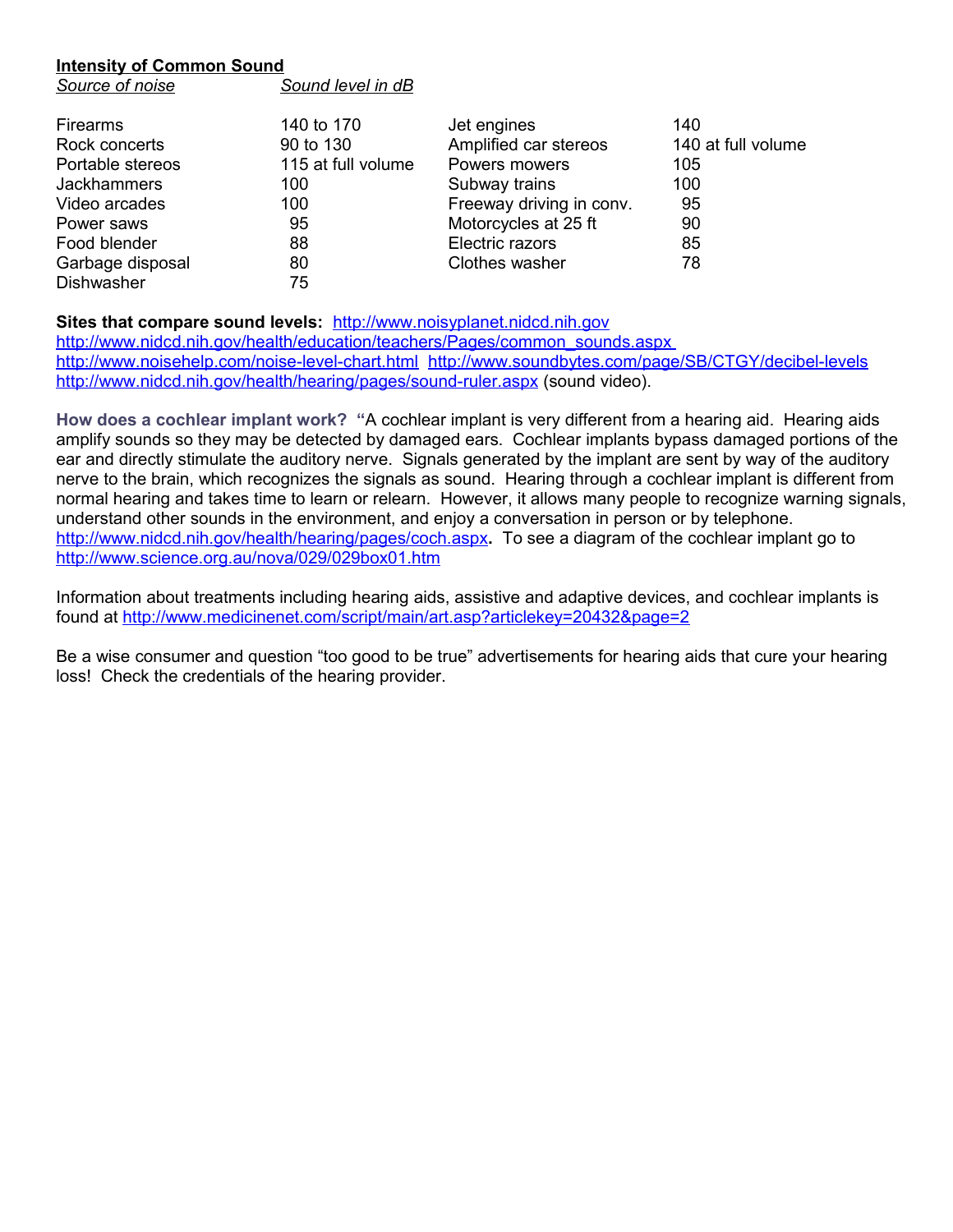**<u>Intensity of Common Sound</u>**

| *Source of noise* | *Sound level in dB* | | |
|---|---|---|---|
| Firearms | 140 to 170 | Jet engines | 140 |
| Rock concerts | 90 to 130 | Amplified car stereos | 140 at full volume |
| Portable stereos | 115 at full volume | Powers mowers | 105 |
| Jackhammers | 100 | Subway trains | 100 |
| Video arcades | 100 | Freeway driving in conv. | 95 |
| Power saws | 95 | Motorcycles at 25 ft | 90 |
| Food blender | 88 | Electric razors | 85 |
| Garbage disposal | 80 | Clothes washer | 78 |
| Dishwasher | 75 | | |

**Sites that compare sound levels:** http://www.noisyplanet.nidcd.nih.gov
http://www.nidcd.nih.gov/health/education/teachers/Pages/common_sounds.aspx
http://www.noisehelp.com/noise-level-chart.html http://www.soundbytes.com/page/SB/CTGY/decibel-levels
http://www.nidcd.nih.gov/health/hearing/pages/sound-ruler.aspx (sound video).

**How does a cochlear implant work?** "A cochlear implant is very different from a hearing aid. Hearing aids amplify sounds so they may be detected by damaged ears. Cochlear implants bypass damaged portions of the ear and directly stimulate the auditory nerve. Signals generated by the implant are sent by way of the auditory nerve to the brain, which recognizes the signals as sound. Hearing through a cochlear implant is different from normal hearing and takes time to learn or relearn. However, it allows many people to recognize warning signals, understand other sounds in the environment, and enjoy a conversation in person or by telephone. http://www.nidcd.nih.gov/health/hearing/pages/coch.aspx**.** To see a diagram of the cochlear implant go to http://www.science.org.au/nova/029/029box01.htm

Information about treatments including hearing aids, assistive and adaptive devices, and cochlear implants is found at http://www.medicinenet.com/script/main/art.asp?articlekey=20432&page=2

Be a wise consumer and question "too good to be true" advertisements for hearing aids that cure your hearing loss! Check the credentials of the hearing provider.